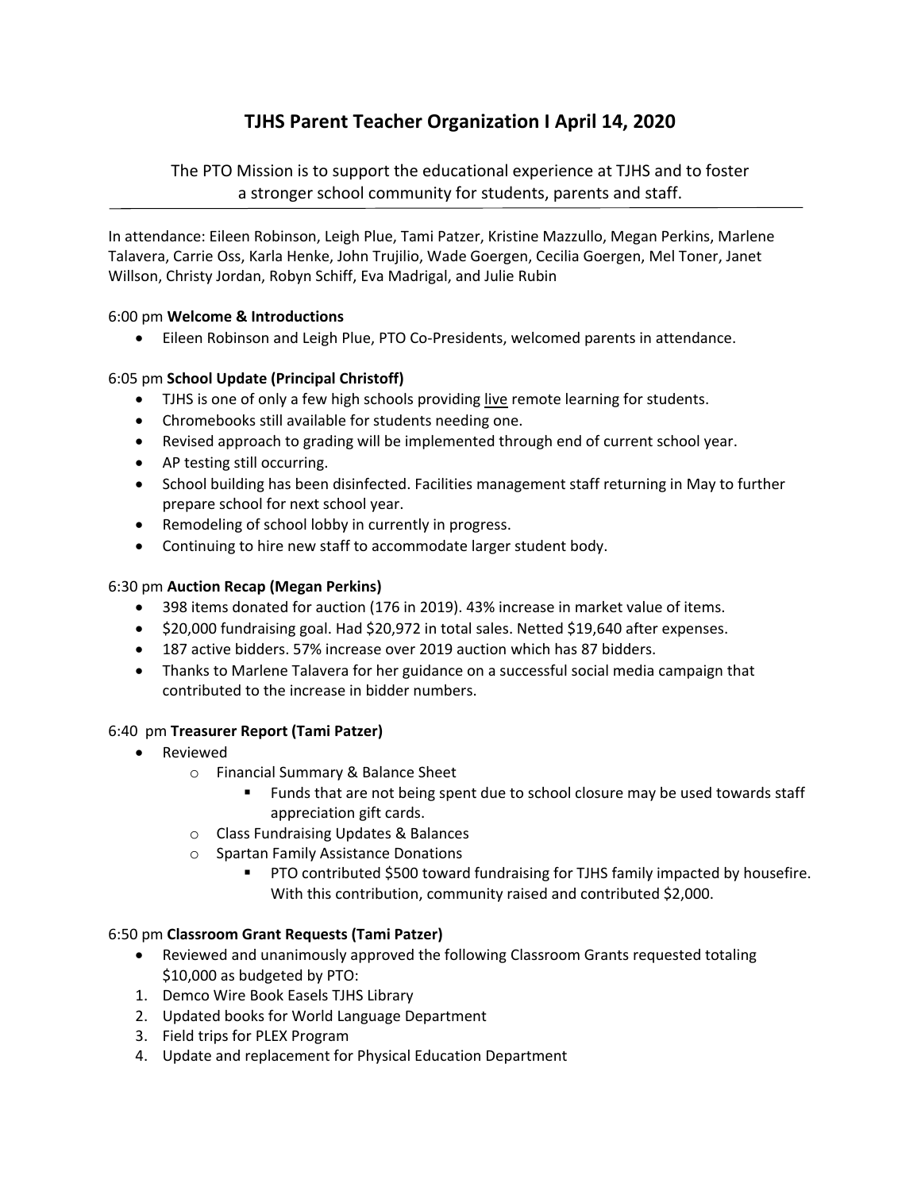# TJHS Parent Teacher Organization I April 14, 2020

The PTO Mission is to support the educational experience at TJHS and to foster a stronger school community for students, parents and staff.

In attendance: Eileen Robinson, Leigh Plue, Tami Patzer, Kristine Mazzullo, Megan Perkins, Marlene Talavera, Carrie Oss, Karla Henke, John Trujilio, Wade Goergen, Cecilia Goergen, Mel Toner, Janet Willson, Christy Jordan, Robyn Schiff, Eva Madrigal, and Julie Rubin

6:00 pm **Welcome & Introductions**

- Eileen Robinson and Leigh Plue, PTO Co-Presidents, welcomed parents in attendance.

6:05 pm **School Update (Principal Christoff)**

- TJHS is one of only a few high schools providing live remote learning for students.
- Chromebooks still available for students needing one.
- Revised approach to grading will be implemented through end of current school year.
- AP testing still occurring.
- School building has been disinfected. Facilities management staff returning in May to further prepare school for next school year.
- Remodeling of school lobby in currently in progress.
- Continuing to hire new staff to accommodate larger student body.

6:30 pm **Auction Recap (Megan Perkins)**

- 398 items donated for auction (176 in 2019). 43% increase in market value of items.
- $20,000 fundraising goal. Had $20,972 in total sales. Netted $19,640 after expenses.
- 187 active bidders. 57% increase over 2019 auction which has 87 bidders.
- Thanks to Marlene Talavera for her guidance on a successful social media campaign that contributed to the increase in bidder numbers.

6:40 pm **Treasurer Report (Tami Patzer)**

- Reviewed
  - Financial Summary & Balance Sheet
    - Funds that are not being spent due to school closure may be used towards staff appreciation gift cards.
  - Class Fundraising Updates & Balances
  - Spartan Family Assistance Donations
    - PTO contributed $500 toward fundraising for TJHS family impacted by housefire. With this contribution, community raised and contributed $2,000.

6:50 pm **Classroom Grant Requests (Tami Patzer)**

- Reviewed and unanimously approved the following Classroom Grants requested totaling $10,000 as budgeted by PTO:

1. Demco Wire Book Easels TJHS Library
2. Updated books for World Language Department
3. Field trips for PLEX Program
4. Update and replacement for Physical Education Department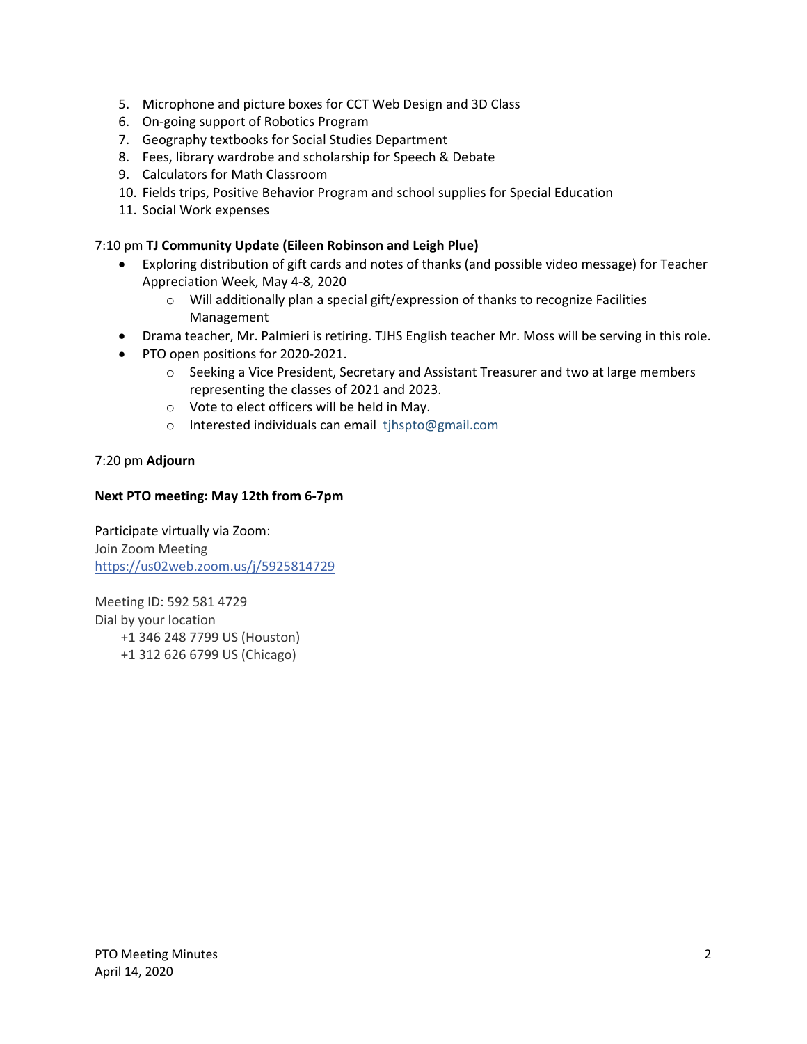5. Microphone and picture boxes for CCT Web Design and 3D Class
6. On-going support of Robotics Program
7. Geography textbooks for Social Studies Department
8. Fees, library wardrobe and scholarship for Speech & Debate
9. Calculators for Math Classroom
10. Fields trips, Positive Behavior Program and school supplies for Special Education
11. Social Work expenses

7:10 pm **TJ Community Update (Eileen Robinson and Leigh Plue)**

- Exploring distribution of gift cards and notes of thanks (and possible video message) for Teacher Appreciation Week, May 4-8, 2020
    - Will additionally plan a special gift/expression of thanks to recognize Facilities Management
- Drama teacher, Mr. Palmieri is retiring. TJHS English teacher Mr. Moss will be serving in this role.
- PTO open positions for 2020-2021.
    - Seeking a Vice President, Secretary and Assistant Treasurer and two at large members representing the classes of 2021 and 2023.
    - Vote to elect officers will be held in May.
    - Interested individuals can email tjhspto@gmail.com

7:20 pm **Adjourn**

**Next PTO meeting: May 12th from 6-7pm**

Participate virtually via Zoom:
Join Zoom Meeting
https://us02web.zoom.us/j/5925814729

Meeting ID: 592 581 4729
Dial by your location
+1 346 248 7799 US (Houston)
+1 312 626 6799 US (Chicago)